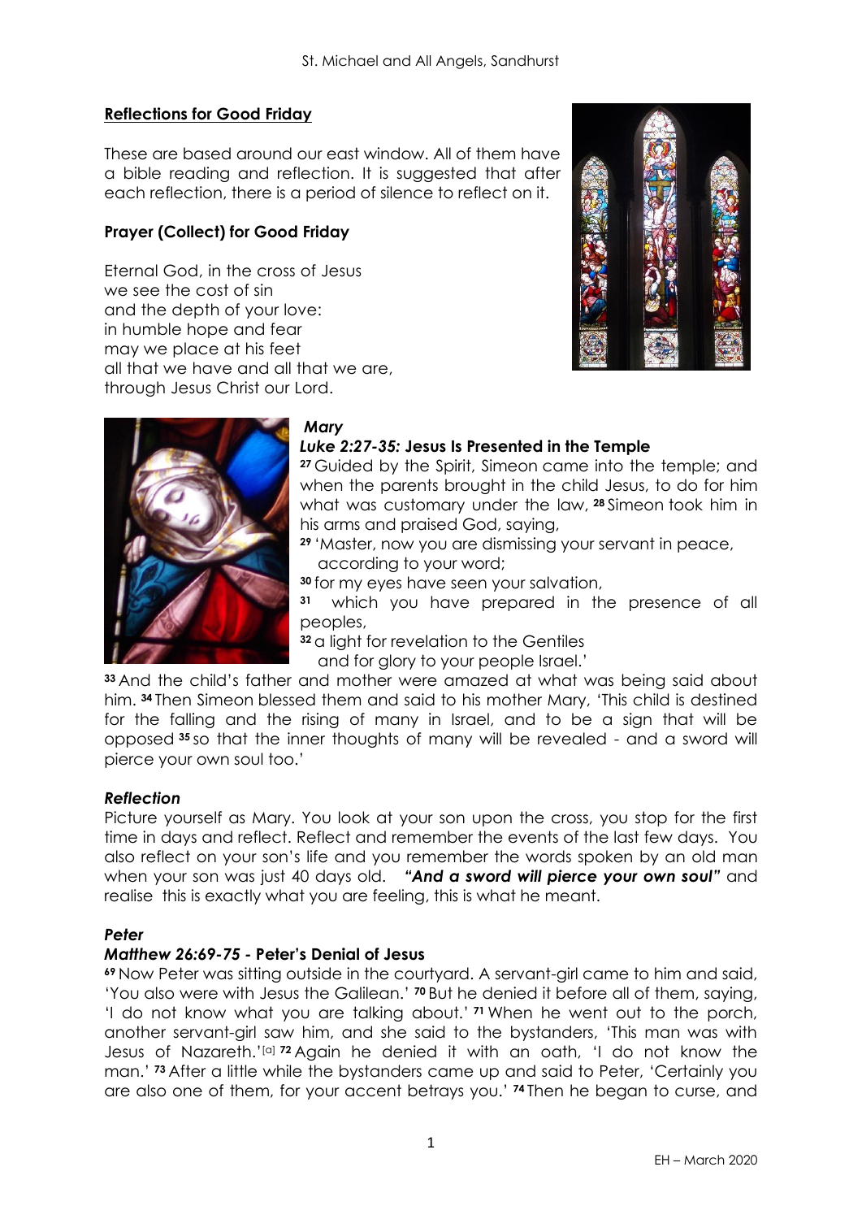## Reflections for Good Friday

These are based around our east window. All of them have a bible reading and reflection. It is suggested that after each reflection, there is a period of silence to reflect on it.

### Prayer (Collect) for Good Friday

Eternal God, in the cross of Jesus
we see the cost of sin
and the depth of your love:
in humble hope and fear
may we place at his feet
all that we have and all that we are,
through Jesus Christ our Lord.

### *Mary*

***Luke 2:27-35:* Jesus Is Presented in the Temple**

**27** Guided by the Spirit, Simeon came into the temple; and when the parents brought in the child Jesus, to do for him what was customary under the law, **28** Simeon took him in his arms and praised God, saying,

**29** 'Master, now you are dismissing your servant in peace,
according to your word;
**30** for my eyes have seen your salvation,
**31** which you have prepared in the presence of all peoples,
**32** a light for revelation to the Gentiles
and for glory to your people Israel.'

**33** And the child's father and mother were amazed at what was being said about him. **34** Then Simeon blessed them and said to his mother Mary, 'This child is destined for the falling and the rising of many in Israel, and to be a sign that will be opposed **35** so that the inner thoughts of many will be revealed - and a sword will pierce your own soul too.'

#### *Reflection*

Picture yourself as Mary. You look at your son upon the cross, you stop for the first time in days and reflect. Reflect and remember the events of the last few days. You also reflect on your son's life and you remember the words spoken by an old man when your son was just 40 days old. ***"And a sword will pierce your own soul"*** and realise this is exactly what you are feeling, this is what he meant.

### *Peter*

***Matthew 26:69-75* - Peter's Denial of Jesus**

**69** Now Peter was sitting outside in the courtyard. A servant-girl came to him and said, 'You also were with Jesus the Galilean.' **70** But he denied it before all of them, saying, 'I do not know what you are talking about.' **71** When he went out to the porch, another servant-girl saw him, and she said to the bystanders, 'This man was with Jesus of Nazareth.'[a] **72** Again he denied it with an oath, 'I do not know the man.' **73** After a little while the bystanders came up and said to Peter, 'Certainly you are also one of them, for your accent betrays you.' **74** Then he began to curse, and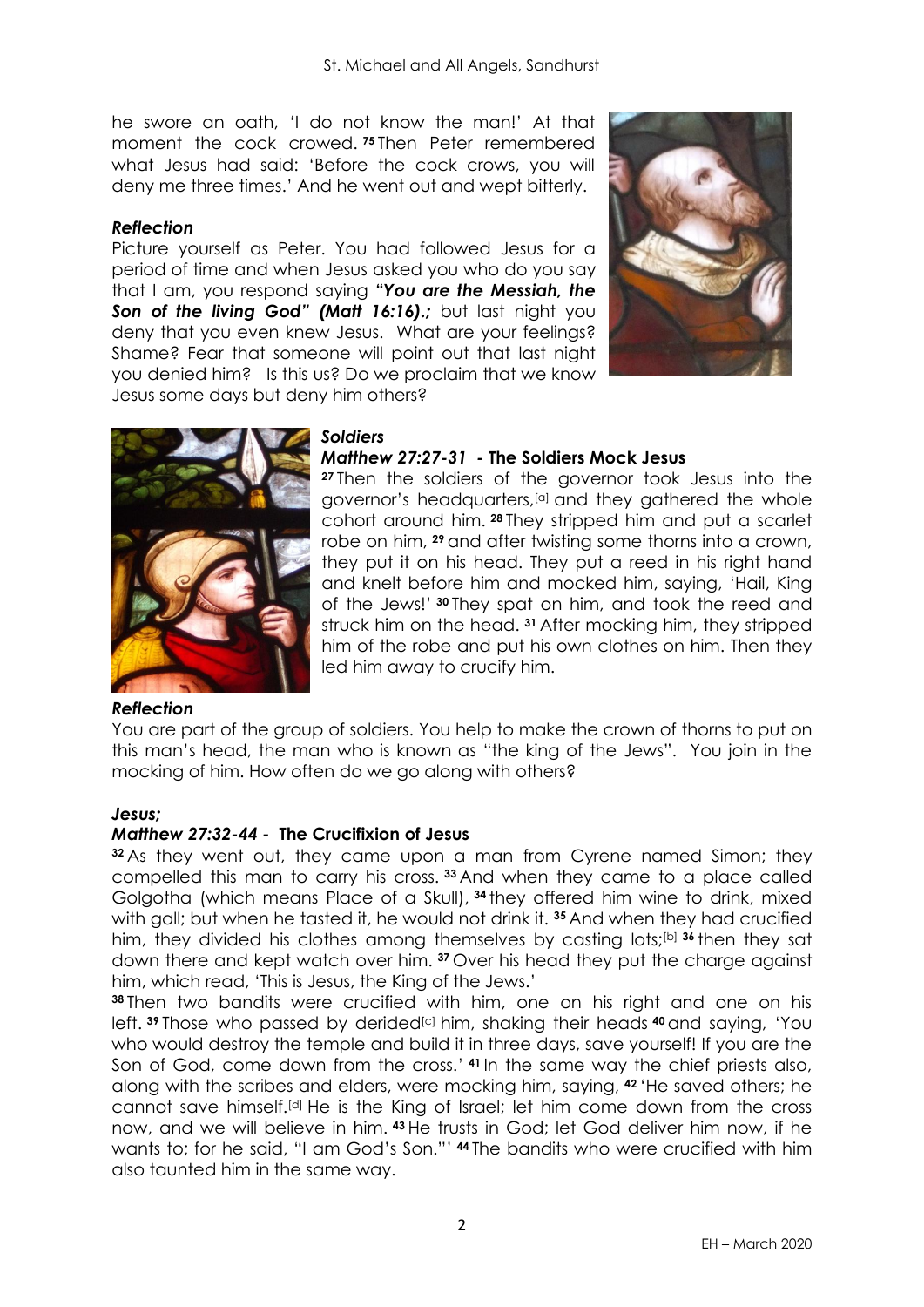he swore an oath, 'I do not know the man!' At that moment the cock crowed. [75] Then Peter remembered what Jesus had said: 'Before the cock crows, you will deny me three times.' And he went out and wept bitterly.

***Reflection***

Picture yourself as Peter. You had followed Jesus for a period of time and when Jesus asked you who do you say that I am, you respond saying ***"You are the Messiah, the Son of the living God" (Matt 16:16).;*** but last night you deny that you even knew Jesus. What are your feelings? Shame? Fear that someone will point out that last night you denied him? Is this us? Do we proclaim that we know Jesus some days but deny him others?

***Soldiers***

***Matthew 27:27-31* - The Soldiers Mock Jesus**

[27] Then the soldiers of the governor took Jesus into the governor's headquarters,[a] and they gathered the whole cohort around him. [28] They stripped him and put a scarlet robe on him, [29] and after twisting some thorns into a crown, they put it on his head. They put a reed in his right hand and knelt before him and mocked him, saying, 'Hail, King of the Jews!' [30] They spat on him, and took the reed and struck him on the head. [31] After mocking him, they stripped him of the robe and put his own clothes on him. Then they led him away to crucify him.

***Reflection***

You are part of the group of soldiers. You help to make the crown of thorns to put on this man's head, the man who is known as "the king of the Jews". You join in the mocking of him. How often do we go along with others?

***Jesus;***

***Matthew 27:32-44* - The Crucifixion of Jesus**

[32] As they went out, they came upon a man from Cyrene named Simon; they compelled this man to carry his cross. [33] And when they came to a place called Golgotha (which means Place of a Skull), [34] they offered him wine to drink, mixed with gall; but when he tasted it, he would not drink it. [35] And when they had crucified him, they divided his clothes among themselves by casting lots;[b] [36] then they sat down there and kept watch over him. [37] Over his head they put the charge against him, which read, 'This is Jesus, the King of the Jews.'

[38] Then two bandits were crucified with him, one on his right and one on his left. [39] Those who passed by derided[c] him, shaking their heads [40] and saying, 'You who would destroy the temple and build it in three days, save yourself! If you are the Son of God, come down from the cross.' [41] In the same way the chief priests also, along with the scribes and elders, were mocking him, saying, [42] 'He saved others; he cannot save himself.[d] He is the King of Israel; let him come down from the cross now, and we will believe in him. [43] He trusts in God; let God deliver him now, if he wants to; for he said, "I am God's Son."' [44] The bandits who were crucified with him also taunted him in the same way.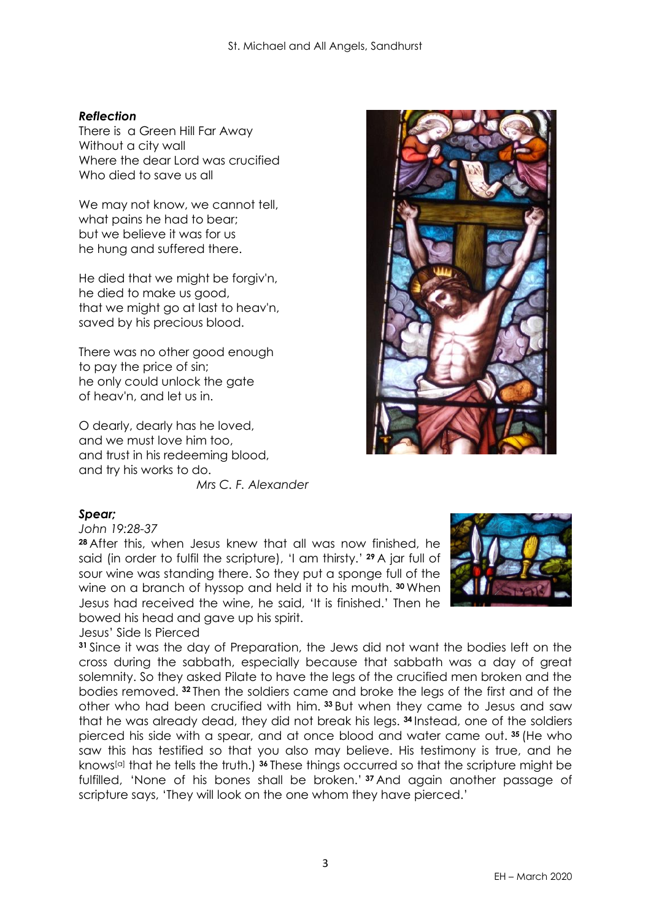***Reflection***

There is a Green Hill Far Away
Without a city wall
Where the dear Lord was crucified
Who died to save us all

We may not know, we cannot tell,
what pains he had to bear;
but we believe it was for us
he hung and suffered there.

He died that we might be forgiv'n,
he died to make us good,
that we might go at last to heav'n,
saved by his precious blood.

There was no other good enough
to pay the price of sin;
he only could unlock the gate
of heav'n, and let us in.

O dearly, dearly has he loved,
and we must love him too,
and trust in his redeeming blood,
and try his works to do.

*Mrs C. F. Alexander*

***Spear;***

*John 19:28-37*

**28** After this, when Jesus knew that all was now finished, he said (in order to fulfil the scripture), 'I am thirsty.' **29** A jar full of sour wine was standing there. So they put a sponge full of the wine on a branch of hyssop and held it to his mouth. **30** When Jesus had received the wine, he said, 'It is finished.' Then he bowed his head and gave up his spirit.

Jesus' Side Is Pierced

**31** Since it was the day of Preparation, the Jews did not want the bodies left on the cross during the sabbath, especially because that sabbath was a day of great solemnity. So they asked Pilate to have the legs of the crucified men broken and the bodies removed. **32** Then the soldiers came and broke the legs of the first and of the other who had been crucified with him. **33** But when they came to Jesus and saw that he was already dead, they did not break his legs. **34** Instead, one of the soldiers pierced his side with a spear, and at once blood and water came out. **35** (He who saw this has testified so that you also may believe. His testimony is true, and he knows[a] that he tells the truth.) **36** These things occurred so that the scripture might be fulfilled, 'None of his bones shall be broken.' **37** And again another passage of scripture says, 'They will look on the one whom they have pierced.'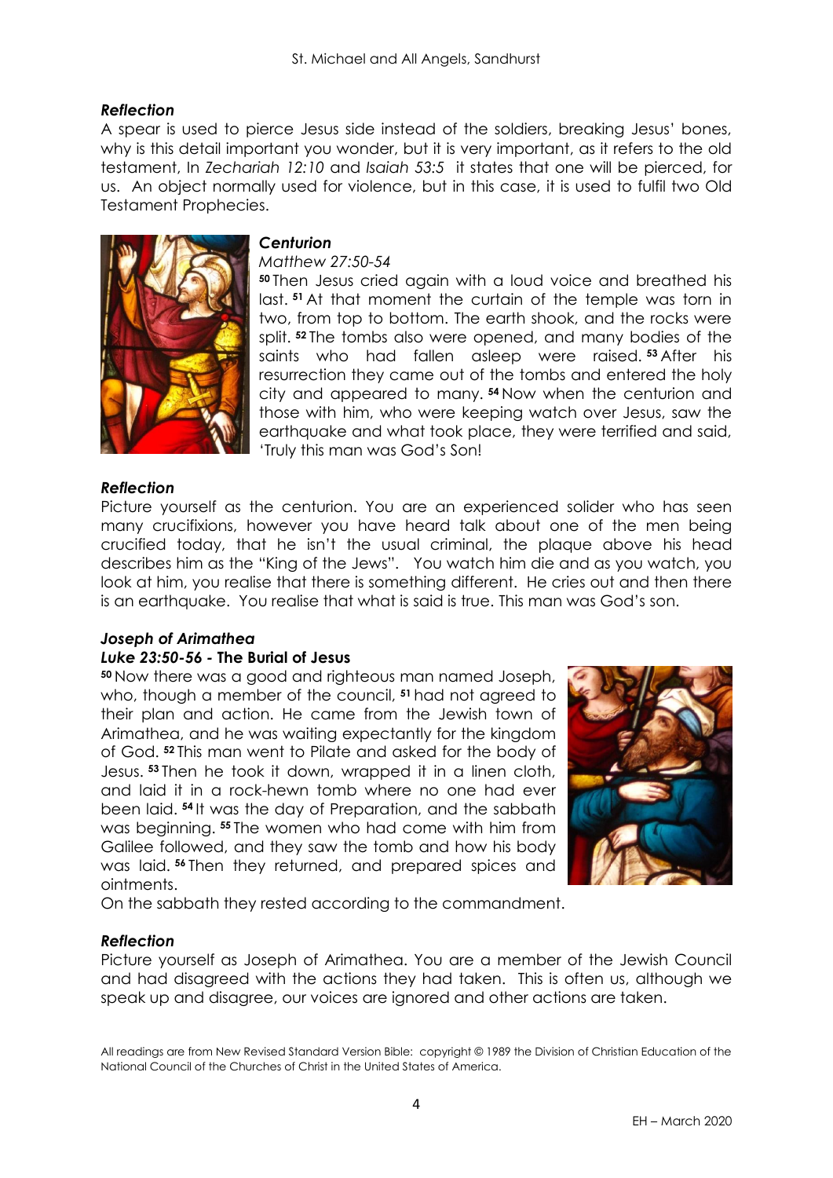***Reflection***

A spear is used to pierce Jesus side instead of the soldiers, breaking Jesus' bones, why is this detail important you wonder, but it is very important, as it refers to the old testament, In *Zechariah 12:10* and *Isaiah 53:5* it states that one will be pierced, for us. An object normally used for violence, but in this case, it is used to fulfil two Old Testament Prophecies.

***Centurion***

*Matthew 27:50-54*

[50] Then Jesus cried again with a loud voice and breathed his last. [51] At that moment the curtain of the temple was torn in two, from top to bottom. The earth shook, and the rocks were split. [52] The tombs also were opened, and many bodies of the saints who had fallen asleep were raised. [53] After his resurrection they came out of the tombs and entered the holy city and appeared to many. [54] Now when the centurion and those with him, who were keeping watch over Jesus, saw the earthquake and what took place, they were terrified and said, 'Truly this man was God's Son!

***Reflection***

Picture yourself as the centurion. You are an experienced solider who has seen many crucifixions, however you have heard talk about one of the men being crucified today, that he isn't the usual criminal, the plaque above his head describes him as the "King of the Jews". You watch him die and as you watch, you look at him, you realise that there is something different. He cries out and then there is an earthquake. You realise that what is said is true. This man was God's son.

***Joseph of Arimathea***

***Luke 23:50-56* - The Burial of Jesus**

[50] Now there was a good and righteous man named Joseph, who, though a member of the council, [51] had not agreed to their plan and action. He came from the Jewish town of Arimathea, and he was waiting expectantly for the kingdom of God. [52] This man went to Pilate and asked for the body of Jesus. [53] Then he took it down, wrapped it in a linen cloth, and laid it in a rock-hewn tomb where no one had ever been laid. [54] It was the day of Preparation, and the sabbath was beginning. [55] The women who had come with him from Galilee followed, and they saw the tomb and how his body was laid. [56] Then they returned, and prepared spices and ointments.

On the sabbath they rested according to the commandment.

***Reflection***

Picture yourself as Joseph of Arimathea. You are a member of the Jewish Council and had disagreed with the actions they had taken. This is often us, although we speak up and disagree, our voices are ignored and other actions are taken.

All readings are from New Revised Standard Version Bible: copyright © 1989 the Division of Christian Education of the National Council of the Churches of Christ in the United States of America.